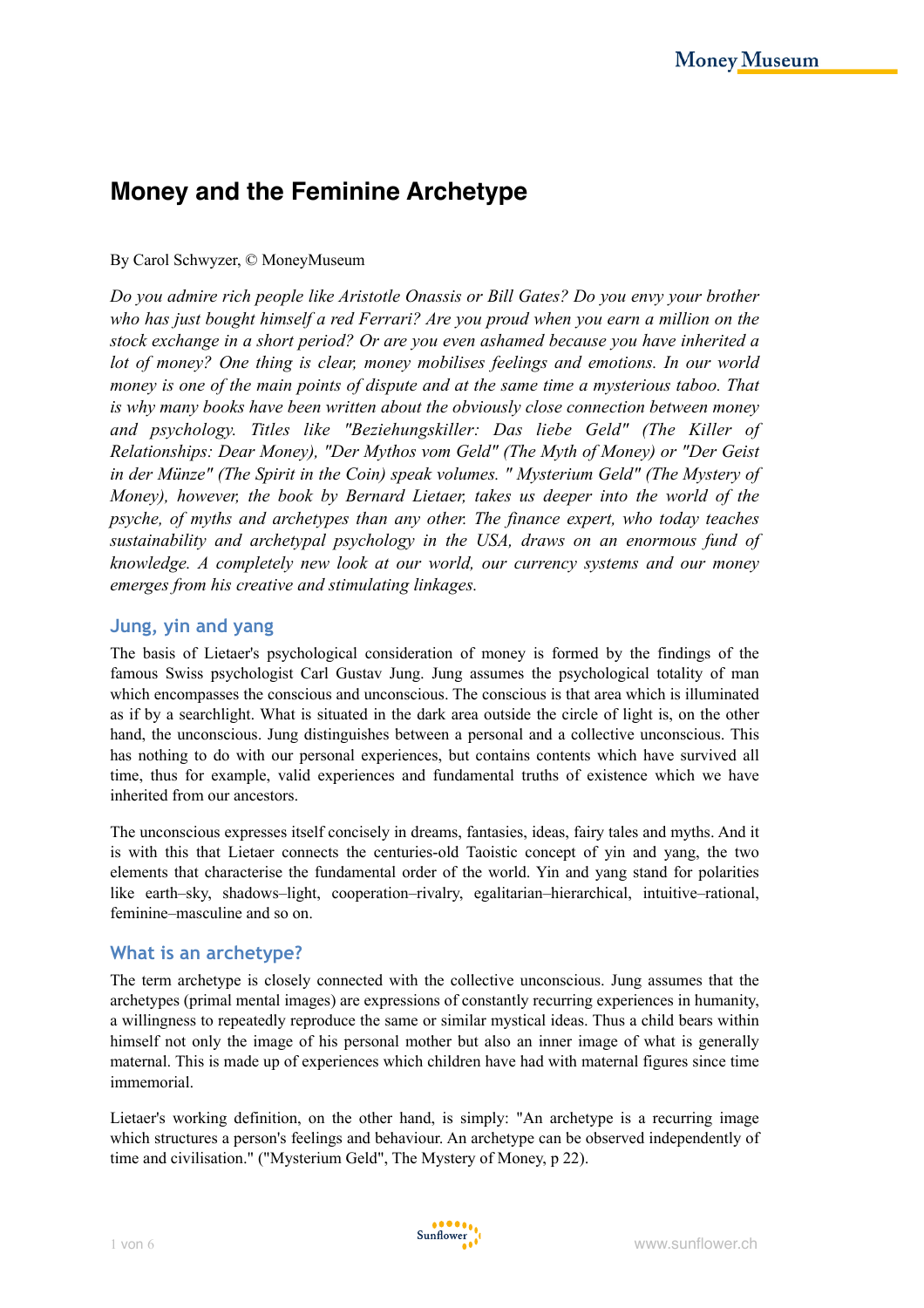# Money and the Feminine Archetype

By Carol Schwyzer, © MoneyMuseum

*Do you admire rich people like Aristotle Onassis or Bill Gates? Do you envy your brother who has just bought himself a red Ferrari? Are you proud when you earn a million on the stock exchange in a short period? Or are you even ashamed because you have inherited a lot of money? One thing is clear, money mobilises feelings and emotions. In our world money is one of the main points of dispute and at the same time a mysterious taboo. That is why many books have been written about the obviously close connection between money and psychology. Titles like "Beziehungskiller: Das liebe Geld" (The Killer of Relationships: Dear Money), "Der Mythos vom Geld" (The Myth of Money) or "Der Geist in der Münze" (The Spirit in the Coin) speak volumes. " Mysterium Geld" (The Mystery of Money), however, the book by Bernard Lietaer, takes us deeper into the world of the psyche, of myths and archetypes than any other. The finance expert, who today teaches sustainability and archetypal psychology in the USA, draws on an enormous fund of knowledge. A completely new look at our world, our currency systems and our money emerges from his creative and stimulating linkages.*

## Jung, yin and yang

The basis of Lietaer's psychological consideration of money is formed by the findings of the famous Swiss psychologist Carl Gustav Jung. Jung assumes the psychological totality of man which encompasses the conscious and unconscious. The conscious is that area which is illuminated as if by a searchlight. What is situated in the dark area outside the circle of light is, on the other hand, the unconscious. Jung distinguishes between a personal and a collective unconscious. This has nothing to do with our personal experiences, but contains contents which have survived all time, thus for example, valid experiences and fundamental truths of existence which we have inherited from our ancestors.

The unconscious expresses itself concisely in dreams, fantasies, ideas, fairy tales and myths. And it is with this that Lietaer connects the centuries-old Taoistic concept of yin and yang, the two elements that characterise the fundamental order of the world. Yin and yang stand for polarities like earth–sky, shadows–light, cooperation–rivalry, egalitarian–hierarchical, intuitive–rational, feminine–masculine and so on.

## What is an archetype?

The term archetype is closely connected with the collective unconscious. Jung assumes that the archetypes (primal mental images) are expressions of constantly recurring experiences in humanity, a willingness to repeatedly reproduce the same or similar mystical ideas. Thus a child bears within himself not only the image of his personal mother but also an inner image of what is generally maternal. This is made up of experiences which children have had with maternal figures since time immemorial.

Lietaer's working definition, on the other hand, is simply: "An archetype is a recurring image which structures a person's feelings and behaviour. An archetype can be observed independently of time and civilisation." ("Mysterium Geld", The Mystery of Money, p 22).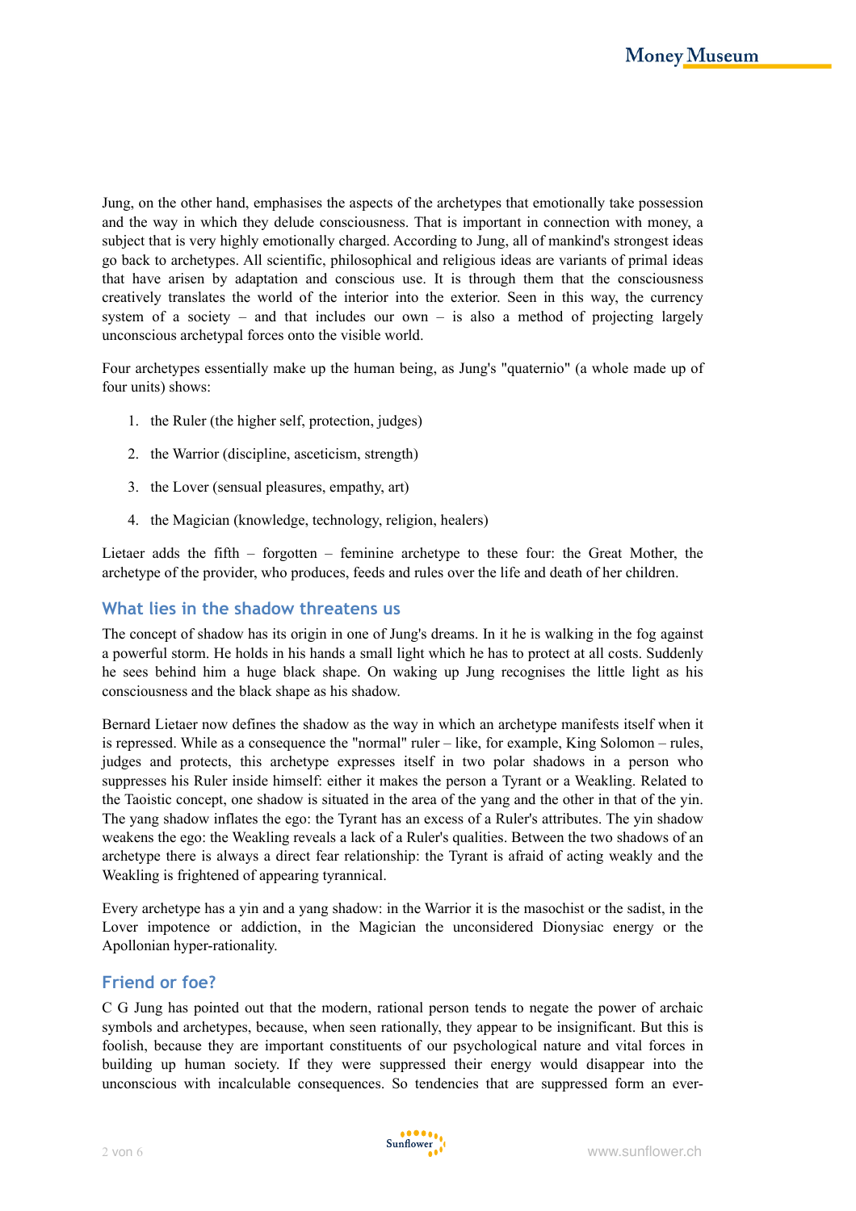Jung, on the other hand, emphasises the aspects of the archetypes that emotionally take possession and the way in which they delude consciousness. That is important in connection with money, a subject that is very highly emotionally charged. According to Jung, all of mankind's strongest ideas go back to archetypes. All scientific, philosophical and religious ideas are variants of primal ideas that have arisen by adaptation and conscious use. It is through them that the consciousness creatively translates the world of the interior into the exterior. Seen in this way, the currency system of a society – and that includes our own – is also a method of projecting largely unconscious archetypal forces onto the visible world.

Four archetypes essentially make up the human being, as Jung's "quaternio" (a whole made up of four units) shows:

1. the Ruler (the higher self, protection, judges)
2. the Warrior (discipline, asceticism, strength)
3. the Lover (sensual pleasures, empathy, art)
4. the Magician (knowledge, technology, religion, healers)

Lietaer adds the fifth – forgotten – feminine archetype to these four: the Great Mother, the archetype of the provider, who produces, feeds and rules over the life and death of her children.

## What lies in the shadow threatens us

The concept of shadow has its origin in one of Jung's dreams. In it he is walking in the fog against a powerful storm. He holds in his hands a small light which he has to protect at all costs. Suddenly he sees behind him a huge black shape. On waking up Jung recognises the little light as his consciousness and the black shape as his shadow.

Bernard Lietaer now defines the shadow as the way in which an archetype manifests itself when it is repressed. While as a consequence the "normal" ruler – like, for example, King Solomon – rules, judges and protects, this archetype expresses itself in two polar shadows in a person who suppresses his Ruler inside himself: either it makes the person a Tyrant or a Weakling. Related to the Taoistic concept, one shadow is situated in the area of the yang and the other in that of the yin. The yang shadow inflates the ego: the Tyrant has an excess of a Ruler's attributes. The yin shadow weakens the ego: the Weakling reveals a lack of a Ruler's qualities. Between the two shadows of an archetype there is always a direct fear relationship: the Tyrant is afraid of acting weakly and the Weakling is frightened of appearing tyrannical.

Every archetype has a yin and a yang shadow: in the Warrior it is the masochist or the sadist, in the Lover impotence or addiction, in the Magician the unconsidered Dionysiac energy or the Apollonian hyper-rationality.

## Friend or foe?

C G Jung has pointed out that the modern, rational person tends to negate the power of archaic symbols and archetypes, because, when seen rationally, they appear to be insignificant. But this is foolish, because they are important constituents of our psychological nature and vital forces in building up human society. If they were suppressed their energy would disappear into the unconscious with incalculable consequences. So tendencies that are suppressed form an ever-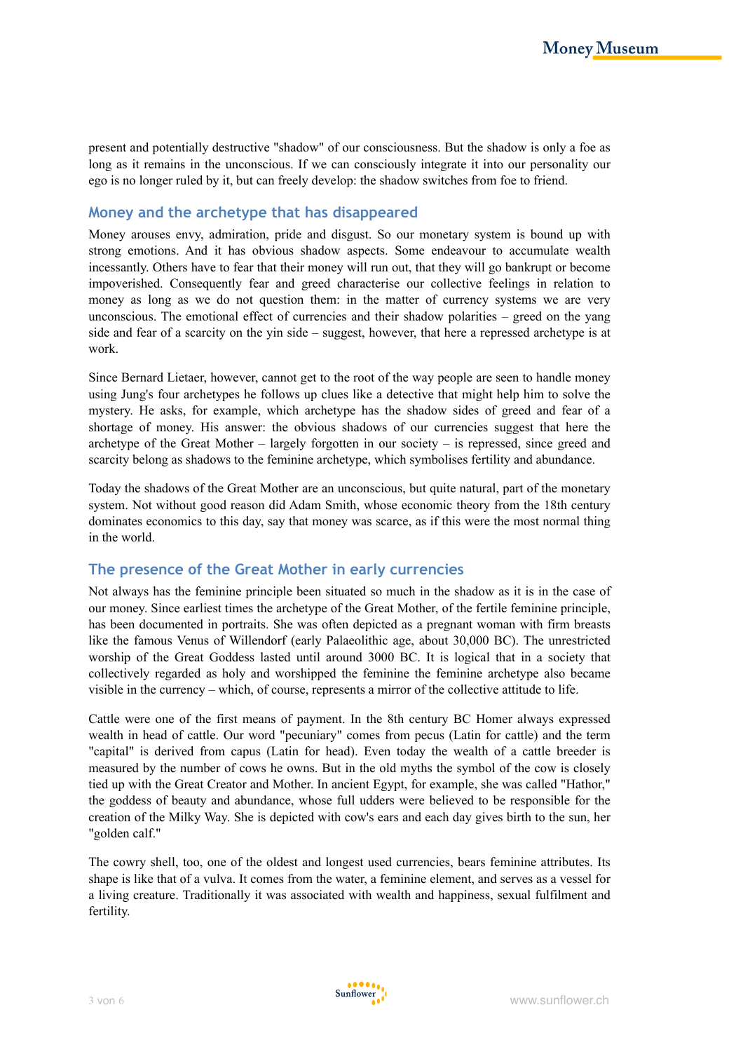present and potentially destructive "shadow" of our consciousness. But the shadow is only a foe as long as it remains in the unconscious. If we can consciously integrate it into our personality our ego is no longer ruled by it, but can freely develop: the shadow switches from foe to friend.

## Money and the archetype that has disappeared

Money arouses envy, admiration, pride and disgust. So our monetary system is bound up with strong emotions. And it has obvious shadow aspects. Some endeavour to accumulate wealth incessantly. Others have to fear that their money will run out, that they will go bankrupt or become impoverished. Consequently fear and greed characterise our collective feelings in relation to money as long as we do not question them: in the matter of currency systems we are very unconscious. The emotional effect of currencies and their shadow polarities – greed on the yang side and fear of a scarcity on the yin side – suggest, however, that here a repressed archetype is at work.

Since Bernard Lietaer, however, cannot get to the root of the way people are seen to handle money using Jung's four archetypes he follows up clues like a detective that might help him to solve the mystery. He asks, for example, which archetype has the shadow sides of greed and fear of a shortage of money. His answer: the obvious shadows of our currencies suggest that here the archetype of the Great Mother – largely forgotten in our society – is repressed, since greed and scarcity belong as shadows to the feminine archetype, which symbolises fertility and abundance.

Today the shadows of the Great Mother are an unconscious, but quite natural, part of the monetary system. Not without good reason did Adam Smith, whose economic theory from the 18th century dominates economics to this day, say that money was scarce, as if this were the most normal thing in the world.

## The presence of the Great Mother in early currencies

Not always has the feminine principle been situated so much in the shadow as it is in the case of our money. Since earliest times the archetype of the Great Mother, of the fertile feminine principle, has been documented in portraits. She was often depicted as a pregnant woman with firm breasts like the famous Venus of Willendorf (early Palaeolithic age, about 30,000 BC). The unrestricted worship of the Great Goddess lasted until around 3000 BC. It is logical that in a society that collectively regarded as holy and worshipped the feminine the feminine archetype also became visible in the currency – which, of course, represents a mirror of the collective attitude to life.

Cattle were one of the first means of payment. In the 8th century BC Homer always expressed wealth in head of cattle. Our word "pecuniary" comes from pecus (Latin for cattle) and the term "capital" is derived from capus (Latin for head). Even today the wealth of a cattle breeder is measured by the number of cows he owns. But in the old myths the symbol of the cow is closely tied up with the Great Creator and Mother. In ancient Egypt, for example, she was called "Hathor," the goddess of beauty and abundance, whose full udders were believed to be responsible for the creation of the Milky Way. She is depicted with cow's ears and each day gives birth to the sun, her "golden calf."

The cowry shell, too, one of the oldest and longest used currencies, bears feminine attributes. Its shape is like that of a vulva. It comes from the water, a feminine element, and serves as a vessel for a living creature. Traditionally it was associated with wealth and happiness, sexual fulfilment and fertility.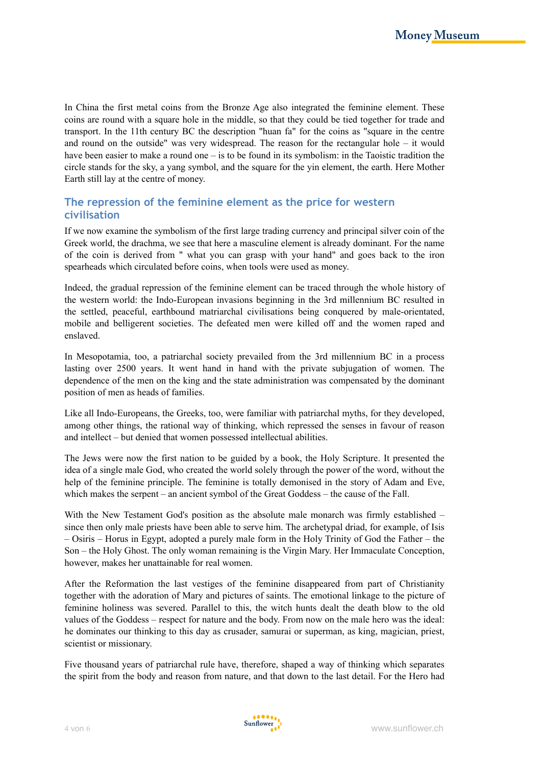In China the first metal coins from the Bronze Age also integrated the feminine element. These coins are round with a square hole in the middle, so that they could be tied together for trade and transport. In the 11th century BC the description "huan fa" for the coins as "square in the centre and round on the outside" was very widespread. The reason for the rectangular hole – it would have been easier to make a round one – is to be found in its symbolism: in the Taoistic tradition the circle stands for the sky, a yang symbol, and the square for the yin element, the earth. Here Mother Earth still lay at the centre of money.

## The repression of the feminine element as the price for western civilisation

If we now examine the symbolism of the first large trading currency and principal silver coin of the Greek world, the drachma, we see that here a masculine element is already dominant. For the name of the coin is derived from " what you can grasp with your hand" and goes back to the iron spearheads which circulated before coins, when tools were used as money.

Indeed, the gradual repression of the feminine element can be traced through the whole history of the western world: the Indo-European invasions beginning in the 3rd millennium BC resulted in the settled, peaceful, earthbound matriarchal civilisations being conquered by male-orientated, mobile and belligerent societies. The defeated men were killed off and the women raped and enslaved.

In Mesopotamia, too, a patriarchal society prevailed from the 3rd millennium BC in a process lasting over 2500 years. It went hand in hand with the private subjugation of women. The dependence of the men on the king and the state administration was compensated by the dominant position of men as heads of families.

Like all Indo-Europeans, the Greeks, too, were familiar with patriarchal myths, for they developed, among other things, the rational way of thinking, which repressed the senses in favour of reason and intellect – but denied that women possessed intellectual abilities.

The Jews were now the first nation to be guided by a book, the Holy Scripture. It presented the idea of a single male God, who created the world solely through the power of the word, without the help of the feminine principle. The feminine is totally demonised in the story of Adam and Eve, which makes the serpent – an ancient symbol of the Great Goddess – the cause of the Fall.

With the New Testament God's position as the absolute male monarch was firmly established – since then only male priests have been able to serve him. The archetypal driad, for example, of Isis – Osiris – Horus in Egypt, adopted a purely male form in the Holy Trinity of God the Father – the Son – the Holy Ghost. The only woman remaining is the Virgin Mary. Her Immaculate Conception, however, makes her unattainable for real women.

After the Reformation the last vestiges of the feminine disappeared from part of Christianity together with the adoration of Mary and pictures of saints. The emotional linkage to the picture of feminine holiness was severed. Parallel to this, the witch hunts dealt the death blow to the old values of the Goddess – respect for nature and the body. From now on the male hero was the ideal: he dominates our thinking to this day as crusader, samurai or superman, as king, magician, priest, scientist or missionary.

Five thousand years of patriarchal rule have, therefore, shaped a way of thinking which separates the spirit from the body and reason from nature, and that down to the last detail. For the Hero had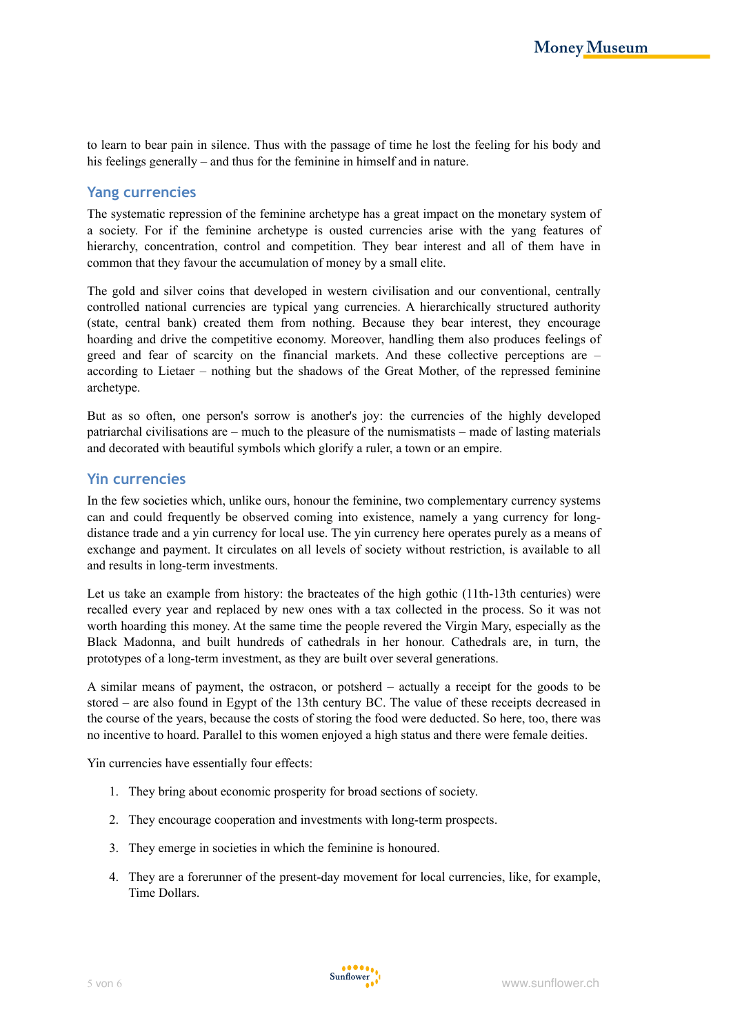to learn to bear pain in silence. Thus with the passage of time he lost the feeling for his body and his feelings generally – and thus for the feminine in himself and in nature.

## Yang currencies

The systematic repression of the feminine archetype has a great impact on the monetary system of a society. For if the feminine archetype is ousted currencies arise with the yang features of hierarchy, concentration, control and competition. They bear interest and all of them have in common that they favour the accumulation of money by a small elite.

The gold and silver coins that developed in western civilisation and our conventional, centrally controlled national currencies are typical yang currencies. A hierarchically structured authority (state, central bank) created them from nothing. Because they bear interest, they encourage hoarding and drive the competitive economy. Moreover, handling them also produces feelings of greed and fear of scarcity on the financial markets. And these collective perceptions are – according to Lietaer – nothing but the shadows of the Great Mother, of the repressed feminine archetype.

But as so often, one person's sorrow is another's joy: the currencies of the highly developed patriarchal civilisations are – much to the pleasure of the numismatists – made of lasting materials and decorated with beautiful symbols which glorify a ruler, a town or an empire.

## Yin currencies

In the few societies which, unlike ours, honour the feminine, two complementary currency systems can and could frequently be observed coming into existence, namely a yang currency for long-distance trade and a yin currency for local use. The yin currency here operates purely as a means of exchange and payment. It circulates on all levels of society without restriction, is available to all and results in long-term investments.

Let us take an example from history: the bracteates of the high gothic (11th-13th centuries) were recalled every year and replaced by new ones with a tax collected in the process. So it was not worth hoarding this money. At the same time the people revered the Virgin Mary, especially as the Black Madonna, and built hundreds of cathedrals in her honour. Cathedrals are, in turn, the prototypes of a long-term investment, as they are built over several generations.

A similar means of payment, the ostracon, or potsherd – actually a receipt for the goods to be stored – are also found in Egypt of the 13th century BC. The value of these receipts decreased in the course of the years, because the costs of storing the food were deducted. So here, too, there was no incentive to hoard. Parallel to this women enjoyed a high status and there were female deities.

Yin currencies have essentially four effects:

1. They bring about economic prosperity for broad sections of society.
2. They encourage cooperation and investments with long-term prospects.
3. They emerge in societies in which the feminine is honoured.
4. They are a forerunner of the present-day movement for local currencies, like, for example, Time Dollars.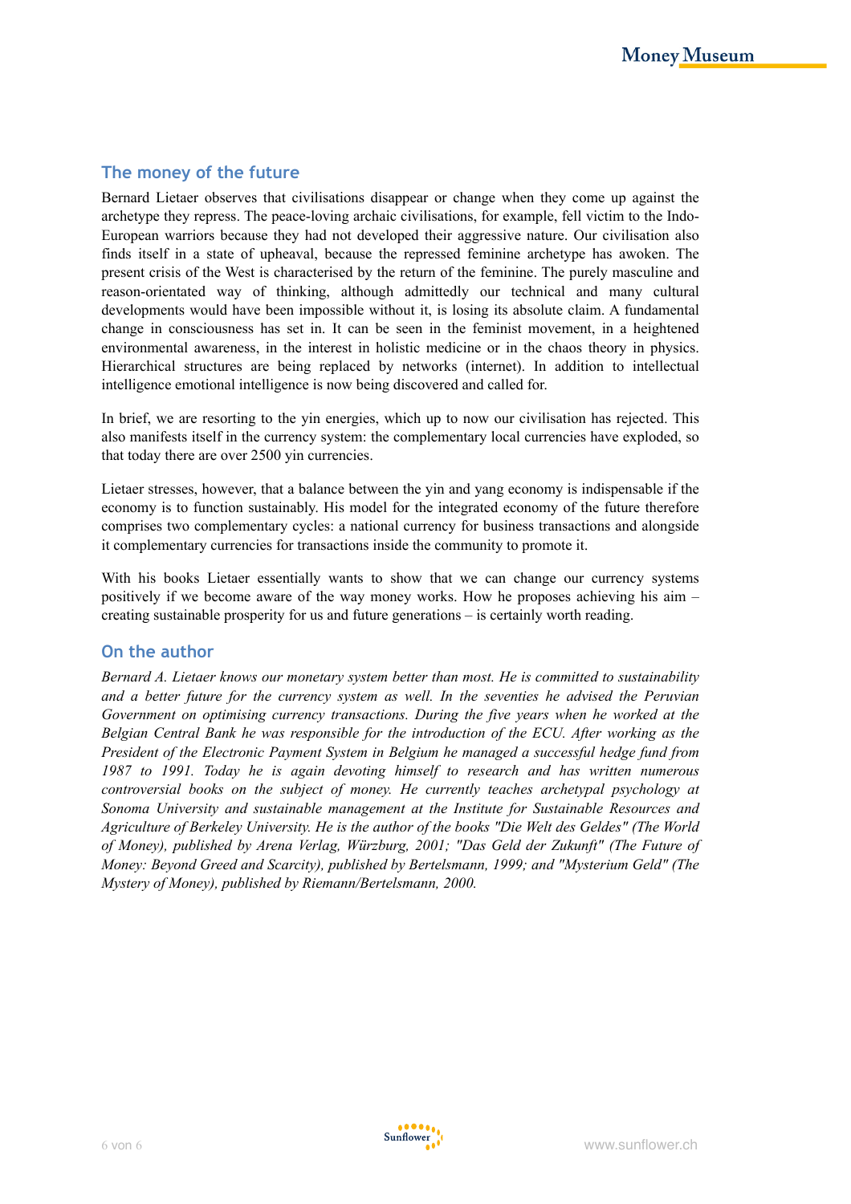## The money of the future

Bernard Lietaer observes that civilisations disappear or change when they come up against the archetype they repress. The peace-loving archaic civilisations, for example, fell victim to the Indo-European warriors because they had not developed their aggressive nature. Our civilisation also finds itself in a state of upheaval, because the repressed feminine archetype has awoken. The present crisis of the West is characterised by the return of the feminine. The purely masculine and reason-orientated way of thinking, although admittedly our technical and many cultural developments would have been impossible without it, is losing its absolute claim. A fundamental change in consciousness has set in. It can be seen in the feminist movement, in a heightened environmental awareness, in the interest in holistic medicine or in the chaos theory in physics. Hierarchical structures are being replaced by networks (internet). In addition to intellectual intelligence emotional intelligence is now being discovered and called for.

In brief, we are resorting to the yin energies, which up to now our civilisation has rejected. This also manifests itself in the currency system: the complementary local currencies have exploded, so that today there are over 2500 yin currencies.

Lietaer stresses, however, that a balance between the yin and yang economy is indispensable if the economy is to function sustainably. His model for the integrated economy of the future therefore comprises two complementary cycles: a national currency for business transactions and alongside it complementary currencies for transactions inside the community to promote it.

With his books Lietaer essentially wants to show that we can change our currency systems positively if we become aware of the way money works. How he proposes achieving his aim – creating sustainable prosperity for us and future generations – is certainly worth reading.

## On the author

*Bernard A. Lietaer knows our monetary system better than most. He is committed to sustainability and a better future for the currency system as well. In the seventies he advised the Peruvian Government on optimising currency transactions. During the five years when he worked at the Belgian Central Bank he was responsible for the introduction of the ECU. After working as the President of the Electronic Payment System in Belgium he managed a successful hedge fund from 1987 to 1991. Today he is again devoting himself to research and has written numerous controversial books on the subject of money. He currently teaches archetypal psychology at Sonoma University and sustainable management at the Institute for Sustainable Resources and Agriculture of Berkeley University. He is the author of the books "Die Welt des Geldes" (The World of Money), published by Arena Verlag, Würzburg, 2001; "Das Geld der Zukunft" (The Future of Money: Beyond Greed and Scarcity), published by Bertelsmann, 1999; and "Mysterium Geld" (The Mystery of Money), published by Riemann/Bertelsmann, 2000.*